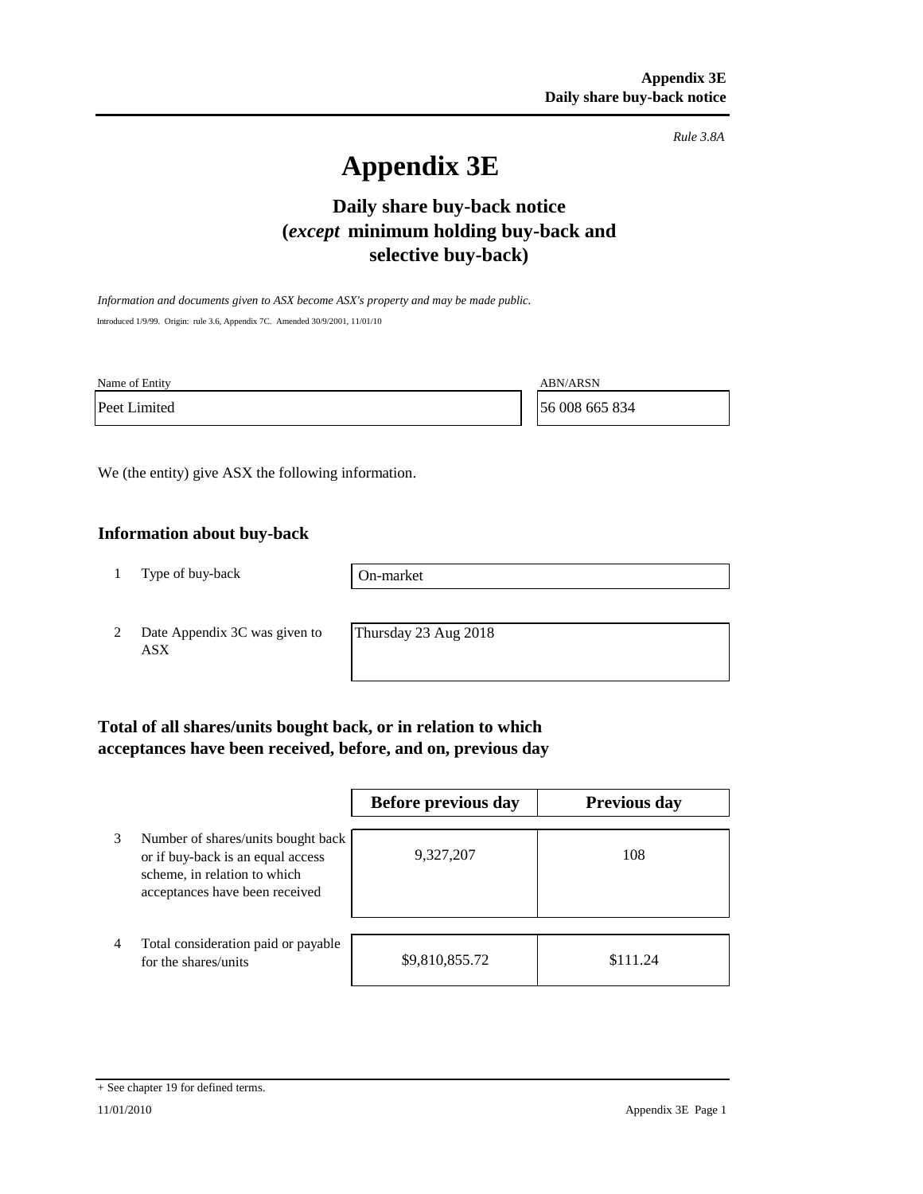*Rule 3.8A*

# Appendix 3E

## Daily share buy-back notice (*except* minimum holding buy-back and selective buy-back)

*Information and documents given to ASX become ASX's property and may be made public.*

Introduced 1/9/99. Origin: rule 3.6, Appendix 7C. Amended 30/9/2001, 11/01/10

| Name of Entity | ABN/ARSN |
|---|---|
| Peet Limited | 56 008 665 834 |

We (the entity) give ASX the following information.

### Information about buy-back

| | | |
|---|---|---|
| 1 | Type of buy-back | On-market |
| 2 | Date Appendix 3C was given to ASX | Thursday 23 Aug 2018 |

### Total of all shares/units bought back, or in relation to which acceptances have been received, before, and on, previous day

| | | Before previous day | Previous day |
|---|---|---|---|
| 3 | Number of shares/units bought back or if buy-back is an equal access scheme, in relation to which acceptances have been received | 9,327,207 | 108 |
| 4 | Total consideration paid or payable for the shares/units | $9,810,855.72 | $111.24 |

+ See chapter 19 for defined terms.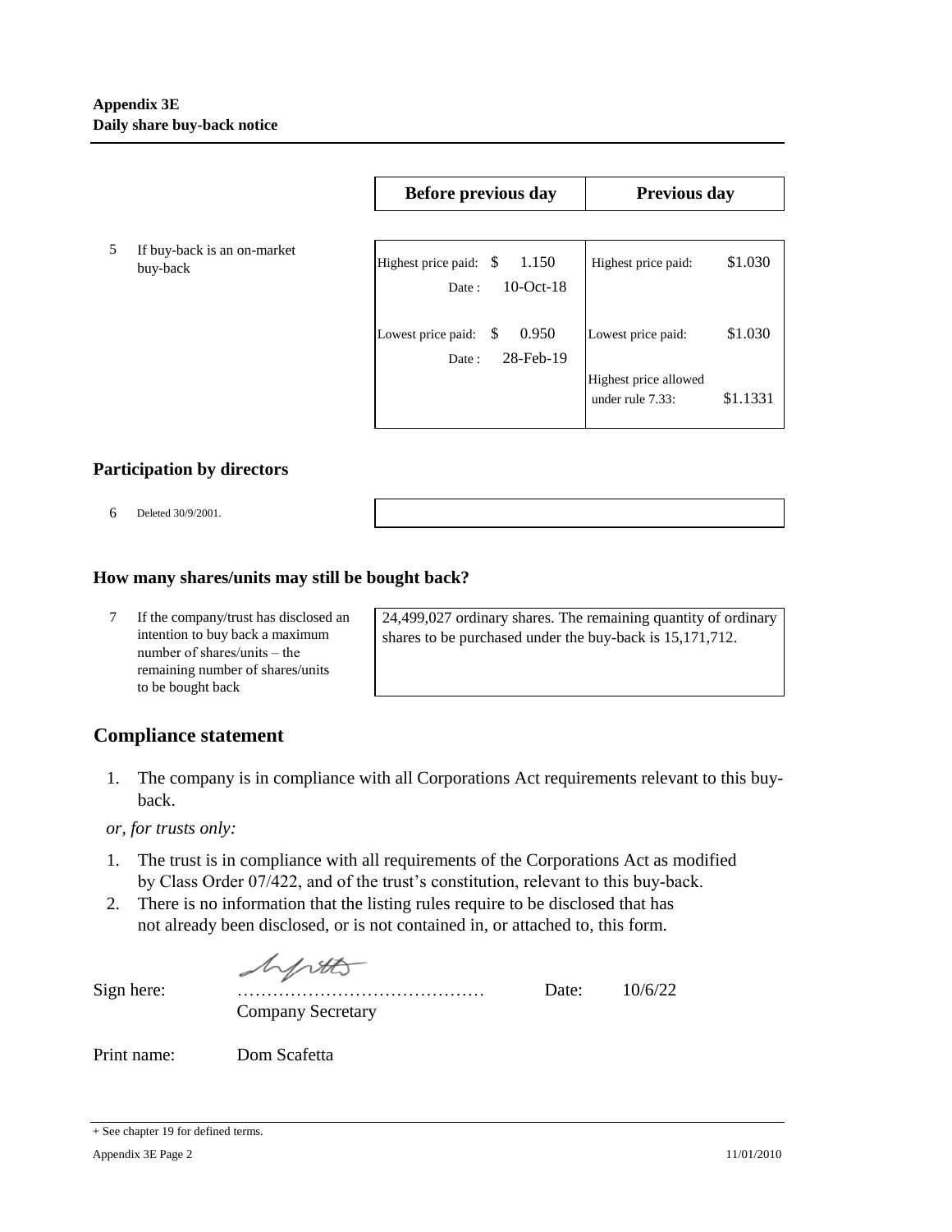**Appendix 3E**
**Daily share buy-back notice**

| | Before previous day | Previous day |
|---|---|---|
| 5 If buy-back is an on-market buy-back | Highest price paid: $ 1.150<br>Date : 10-Oct-18<br><br>Lowest price paid: $ 0.950<br>Date : 28-Feb-19 | Highest price paid: $1.030<br><br>Lowest price paid: $1.030<br><br>Highest price allowed under rule 7.33: $1.1331 |

## Participation by directors

| | |
|---|---|
| 6 Deleted 30/9/2001. | |

## How many shares/units may still be bought back?

| | |
|---|---|
| 7 If the company/trust has disclosed an intention to buy back a maximum number of shares/units – the remaining number of shares/units to be bought back | 24,499,027 ordinary shares. The remaining quantity of ordinary shares to be purchased under the buy-back is 15,171,712. |

## Compliance statement

1. The company is in compliance with all Corporations Act requirements relevant to this buy-back.

*or, for trusts only:*

1. The trust is in compliance with all requirements of the Corporations Act as modified by Class Order 07/422, and of the trust's constitution, relevant to this buy-back.
2. There is no information that the listing rules require to be disclosed that has not already been disclosed, or is not contained in, or attached to, this form.

Sign here: …………………………………… Date: 10/6/22
Company Secretary

Print name: Dom Scafetta

+ See chapter 19 for defined terms.